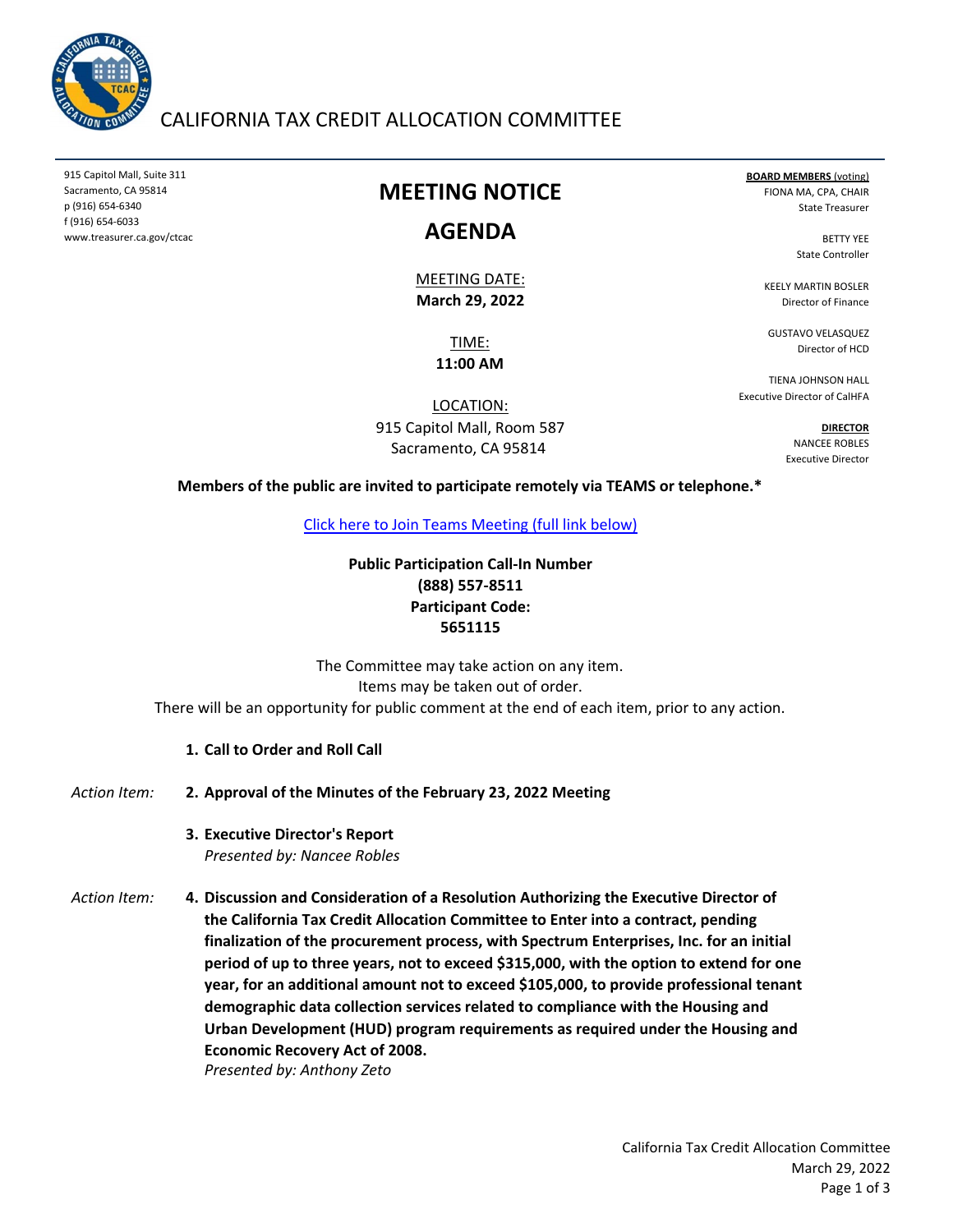# CALIFORNIA TAX CREDIT ALLOCATION COMMITTEE

915 Capitol Mall, Suite 311
Sacramento, CA 95814
p (916) 654-6340
f (916) 654-6033
www.treasurer.ca.gov/ctcac

**BOARD MEMBERS** (voting)
FIONA MA, CPA, CHAIR
State Treasurer

BETTY YEE
State Controller

KEELY MARTIN BOSLER
Director of Finance

GUSTAVO VELASQUEZ
Director of HCD

TIENA JOHNSON HALL
Executive Director of CalHFA

**DIRECTOR**
NANCEE ROBLES
Executive Director

## MEETING NOTICE

## AGENDA

MEETING DATE:
**March 29, 2022**

TIME:
**11:00 AM**

LOCATION:
915 Capitol Mall, Room 587
Sacramento, CA 95814

**Members of the public are invited to participate remotely via TEAMS or telephone.***

[Click here to Join Teams Meeting (full link below)]

**Public Participation Call-In Number**
**(888) 557-8511**
**Participant Code:**
**5651115**

The Committee may take action on any item.
Items may be taken out of order.
There will be an opportunity for public comment at the end of each item, prior to any action.

1. **Call to Order and Roll Call**

*Action Item:* 2. **Approval of the Minutes of the February 23, 2022 Meeting**

3. **Executive Director's Report**
   *Presented by: Nancee Robles*

*Action Item:* 4. **Discussion and Consideration of a Resolution Authorizing the Executive Director of the California Tax Credit Allocation Committee to Enter into a contract, pending finalization of the procurement process, with Spectrum Enterprises, Inc. for an initial period of up to three years, not to exceed $315,000, with the option to extend for one year, for an additional amount not to exceed $105,000, to provide professional tenant demographic data collection services related to compliance with the Housing and Urban Development (HUD) program requirements as required under the Housing and Economic Recovery Act of 2008.**
   *Presented by: Anthony Zeto*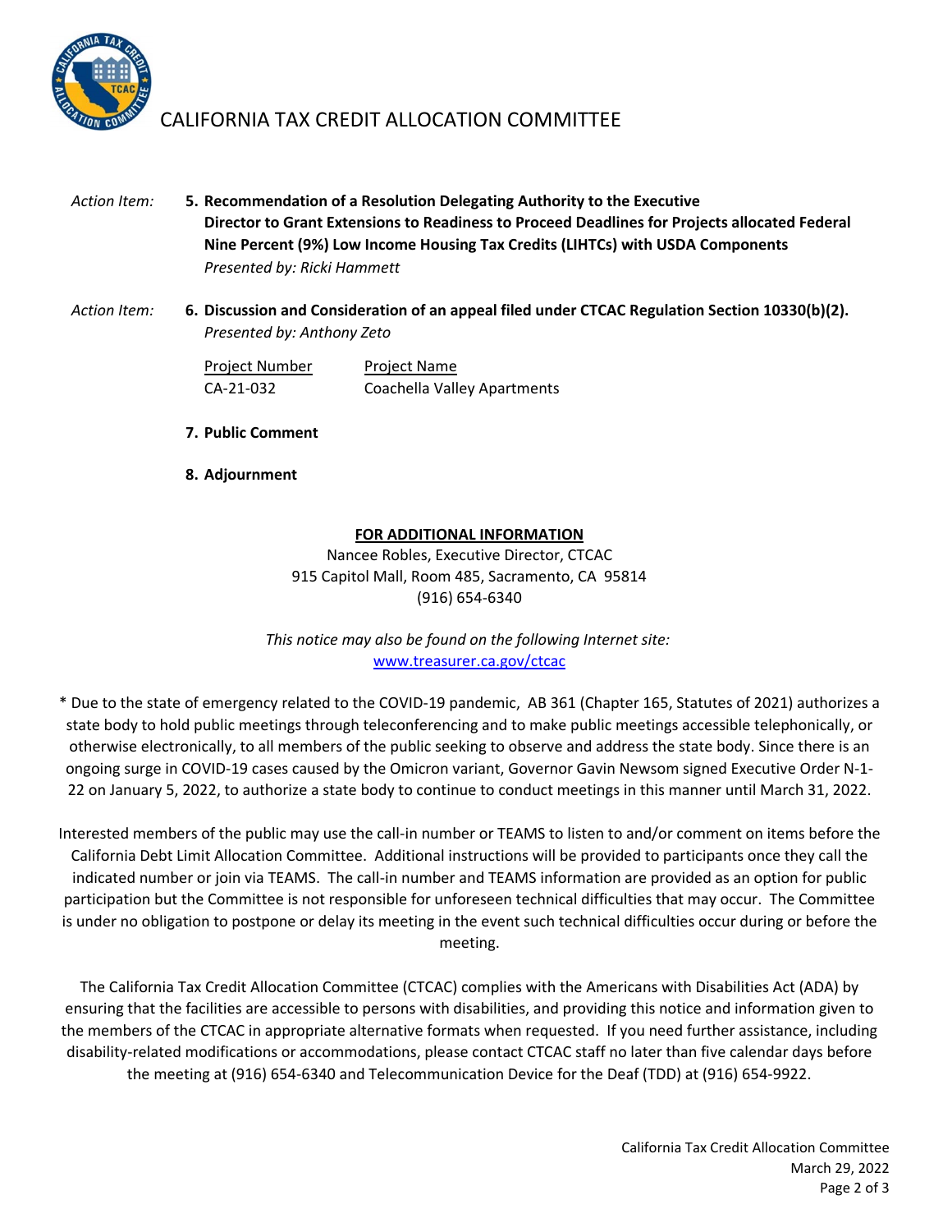CALIFORNIA TAX CREDIT ALLOCATION COMMITTEE

*Action Item:* **5. Recommendation of a Resolution Delegating Authority to the Executive Director to Grant Extensions to Readiness to Proceed Deadlines for Projects allocated Federal Nine Percent (9%) Low Income Housing Tax Credits (LIHTCs) with USDA Components**
*Presented by: Ricki Hammett*

*Action Item:* **6. Discussion and Consideration of an appeal filed under CTCAC Regulation Section 10330(b)(2).**
*Presented by: Anthony Zeto*

| Project Number | Project Name |
| --- | --- |
| CA-21-032 | Coachella Valley Apartments |

**7. Public Comment**

**8. Adjournment**

**FOR ADDITIONAL INFORMATION**

Nancee Robles, Executive Director, CTCAC
915 Capitol Mall, Room 485, Sacramento, CA 95814
(916) 654-6340

*This notice may also be found on the following Internet site:*
www.treasurer.ca.gov/ctcac

* Due to the state of emergency related to the COVID-19 pandemic, AB 361 (Chapter 165, Statutes of 2021) authorizes a state body to hold public meetings through teleconferencing and to make public meetings accessible telephonically, or otherwise electronically, to all members of the public seeking to observe and address the state body. Since there is an ongoing surge in COVID-19 cases caused by the Omicron variant, Governor Gavin Newsom signed Executive Order N-1-22 on January 5, 2022, to authorize a state body to continue to conduct meetings in this manner until March 31, 2022.

Interested members of the public may use the call-in number or TEAMS to listen to and/or comment on items before the California Debt Limit Allocation Committee. Additional instructions will be provided to participants once they call the indicated number or join via TEAMS. The call-in number and TEAMS information are provided as an option for public participation but the Committee is not responsible for unforeseen technical difficulties that may occur. The Committee is under no obligation to postpone or delay its meeting in the event such technical difficulties occur during or before the meeting.

The California Tax Credit Allocation Committee (CTCAC) complies with the Americans with Disabilities Act (ADA) by ensuring that the facilities are accessible to persons with disabilities, and providing this notice and information given to the members of the CTCAC in appropriate alternative formats when requested. If you need further assistance, including disability-related modifications or accommodations, please contact CTCAC staff no later than five calendar days before the meeting at (916) 654-6340 and Telecommunication Device for the Deaf (TDD) at (916) 654-9922.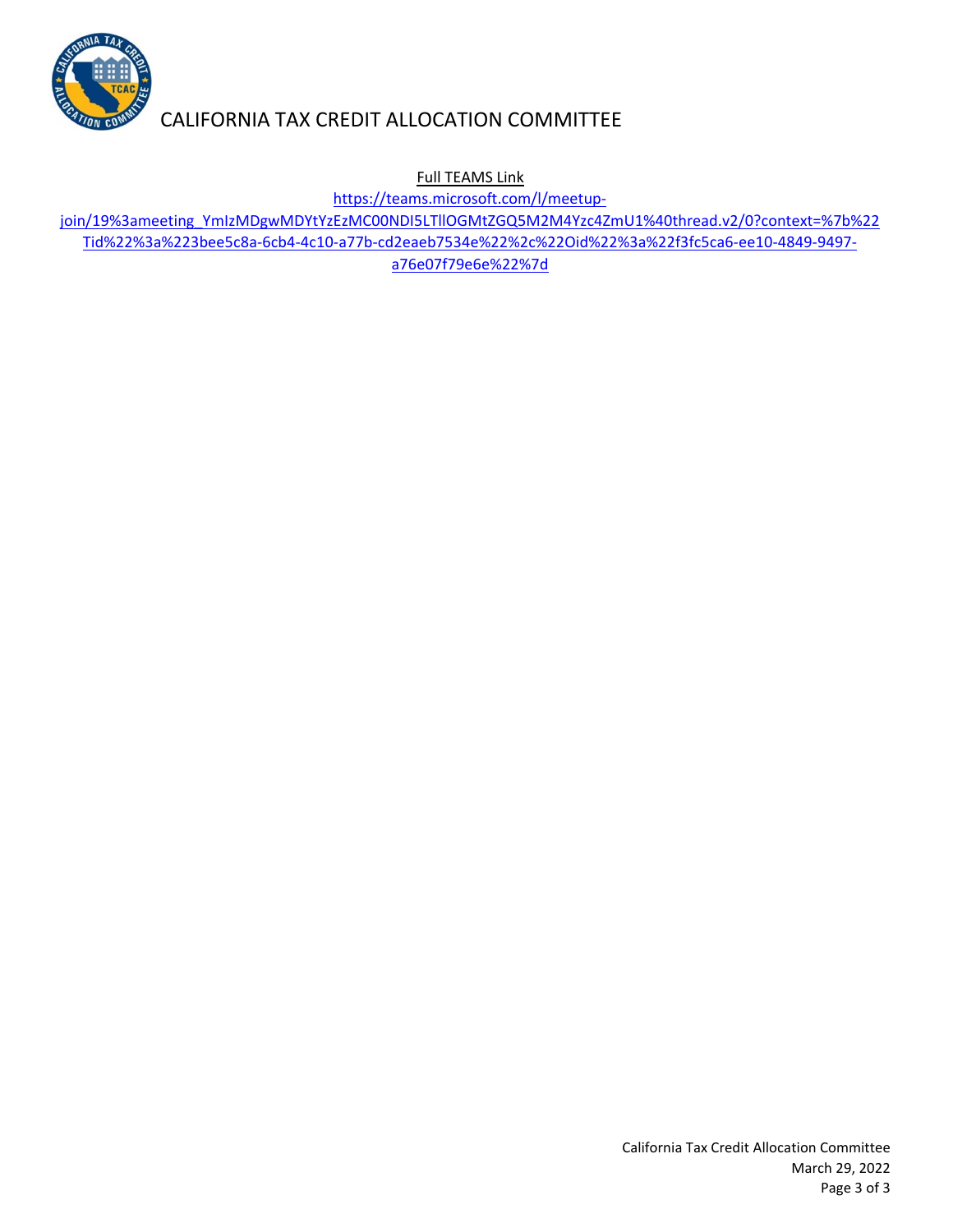CALIFORNIA TAX CREDIT ALLOCATION COMMITTEE

Full TEAMS Link

https://teams.microsoft.com/l/meetup-join/19%3ameeting_YmIzMDgwMDYtYzEzMC00NDI5LTllOGMtZGQ5M2M4Yzc4ZmU1%40thread.v2/0?context=%7b%22Tid%22%3a%223bee5c8a-6cb4-4c10-a77b-cd2eaeb7534e%22%2c%22Oid%22%3a%22f3fc5ca6-ee10-4849-9497-a76e07f79e6e%22%7d